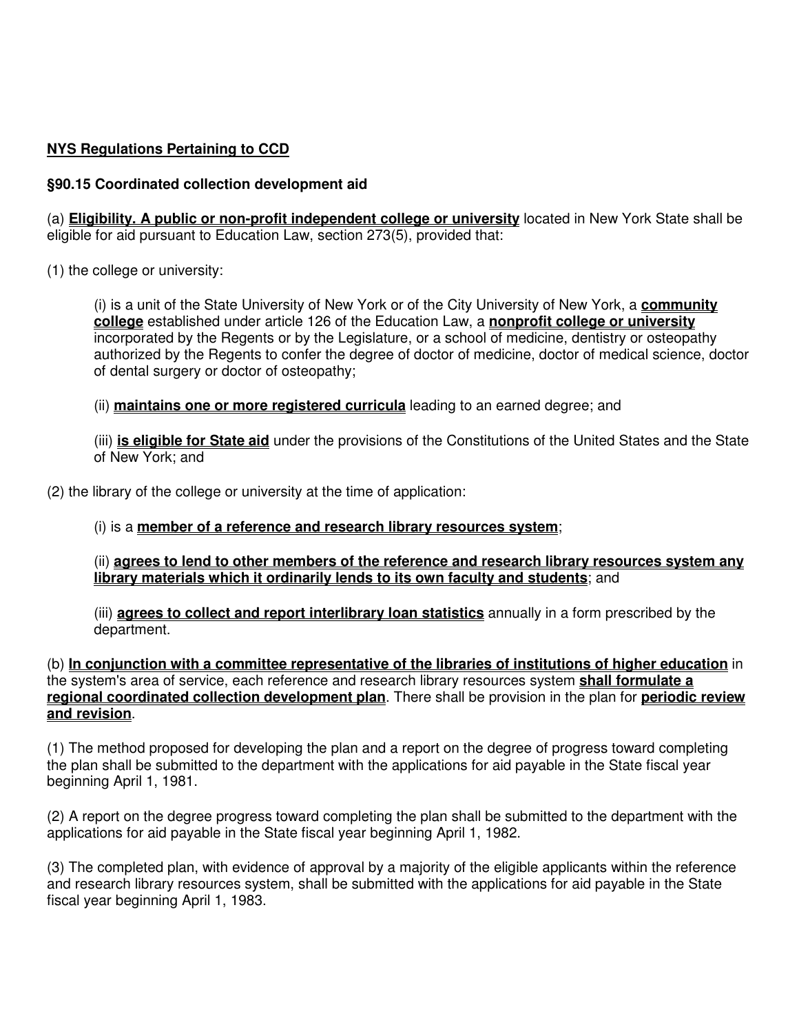## NYS Regulations Pertaining to CCD

### §90.15 Coordinated collection development aid

(a) **Eligibility. A public or non-profit independent college or university** located in New York State shall be eligible for aid pursuant to Education Law, section 273(5), provided that:

(1) the college or university:

> (i) is a unit of the State University of New York or of the City University of New York, a **community college** established under article 126 of the Education Law, a **nonprofit college or university** incorporated by the Regents or by the Legislature, or a school of medicine, dentistry or osteopathy authorized by the Regents to confer the degree of doctor of medicine, doctor of medical science, doctor of dental surgery or doctor of osteopathy;
>
> (ii) **maintains one or more registered curricula** leading to an earned degree; and
>
> (iii) **is eligible for State aid** under the provisions of the Constitutions of the United States and the State of New York; and

(2) the library of the college or university at the time of application:

> (i) is a **member of a reference and research library resources system**;
>
> (ii) **agrees to lend to other members of the reference and research library resources system any library materials which it ordinarily lends to its own faculty and students**; and
>
> (iii) **agrees to collect and report interlibrary loan statistics** annually in a form prescribed by the department.

(b) **In conjunction with a committee representative of the libraries of institutions of higher education** in the system's area of service, each reference and research library resources system **shall formulate a regional coordinated collection development plan**. There shall be provision in the plan for **periodic review and revision**.

(1) The method proposed for developing the plan and a report on the degree of progress toward completing the plan shall be submitted to the department with the applications for aid payable in the State fiscal year beginning April 1, 1981.

(2) A report on the degree progress toward completing the plan shall be submitted to the department with the applications for aid payable in the State fiscal year beginning April 1, 1982.

(3) The completed plan, with evidence of approval by a majority of the eligible applicants within the reference and research library resources system, shall be submitted with the applications for aid payable in the State fiscal year beginning April 1, 1983.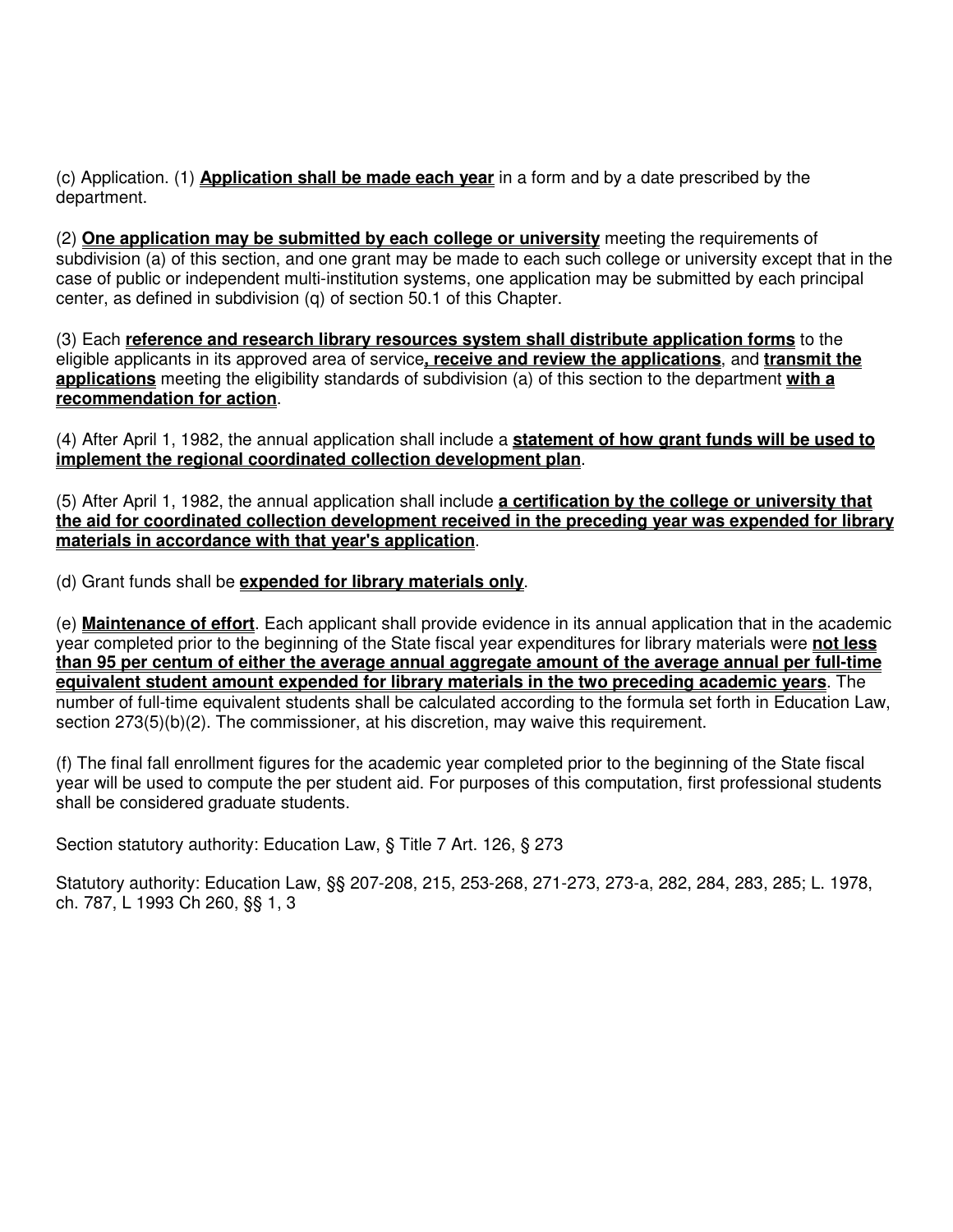(c) Application. (1) **Application shall be made each year** in a form and by a date prescribed by the department.

(2) **One application may be submitted by each college or university** meeting the requirements of subdivision (a) of this section, and one grant may be made to each such college or university except that in the case of public or independent multi-institution systems, one application may be submitted by each principal center, as defined in subdivision (q) of section 50.1 of this Chapter.

(3) Each **reference and research library resources system shall distribute application forms** to the eligible applicants in its approved area of service**, receive and review the applications**, and **transmit the applications** meeting the eligibility standards of subdivision (a) of this section to the department **with a recommendation for action**.

(4) After April 1, 1982, the annual application shall include a **statement of how grant funds will be used to implement the regional coordinated collection development plan**.

(5) After April 1, 1982, the annual application shall include **a certification by the college or university that the aid for coordinated collection development received in the preceding year was expended for library materials in accordance with that year's application**.

(d) Grant funds shall be **expended for library materials only**.

(e) **Maintenance of effort**. Each applicant shall provide evidence in its annual application that in the academic year completed prior to the beginning of the State fiscal year expenditures for library materials were **not less than 95 per centum of either the average annual aggregate amount of the average annual per full-time equivalent student amount expended for library materials in the two preceding academic years**. The number of full-time equivalent students shall be calculated according to the formula set forth in Education Law, section 273(5)(b)(2). The commissioner, at his discretion, may waive this requirement.

(f) The final fall enrollment figures for the academic year completed prior to the beginning of the State fiscal year will be used to compute the per student aid. For purposes of this computation, first professional students shall be considered graduate students.

Section statutory authority: Education Law, § Title 7 Art. 126, § 273

Statutory authority: Education Law, §§ 207-208, 215, 253-268, 271-273, 273-a, 282, 284, 283, 285; L. 1978, ch. 787, L 1993 Ch 260, §§ 1, 3